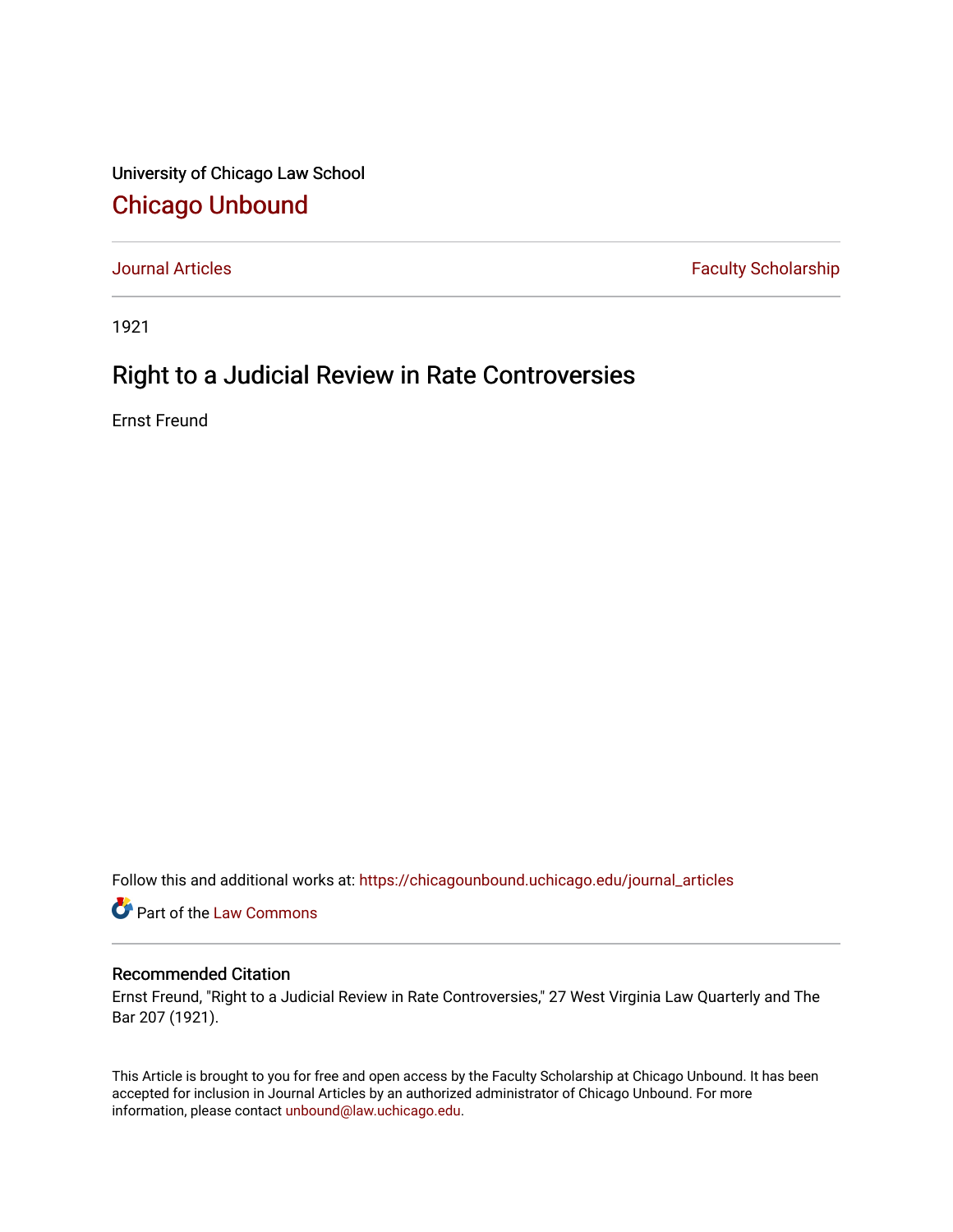University of Chicago Law School

# Chicago Unbound

Journal Articles | Faculty Scholarship

1921

## Right to a Judicial Review in Rate Controversies

Ernst Freund

Follow this and additional works at: https://chicagounbound.uchicago.edu/journal_articles

Part of the Law Commons

### Recommended Citation

Ernst Freund, "Right to a Judicial Review in Rate Controversies," 27 West Virginia Law Quarterly and The Bar 207 (1921).

This Article is brought to you for free and open access by the Faculty Scholarship at Chicago Unbound. It has been accepted for inclusion in Journal Articles by an authorized administrator of Chicago Unbound. For more information, please contact unbound@law.uchicago.edu.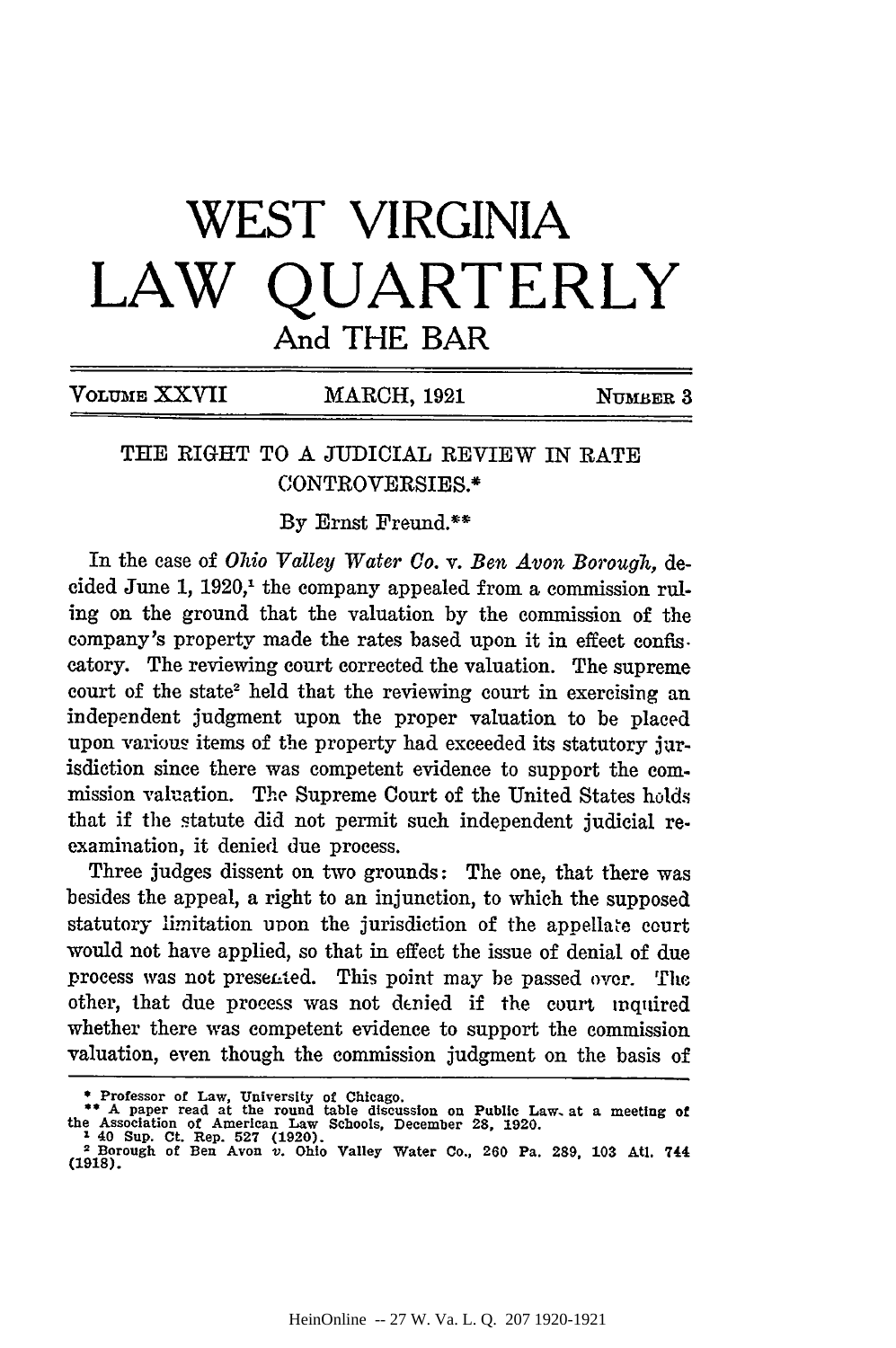# WEST VIRGINIA LAW QUARTERLY

## And THE BAR

VOLUME XXVII — MARCH, 1921 — NUMBER 3

### THE RIGHT TO A JUDICIAL REVIEW IN RATE CONTROVERSIES.*

By Ernst Freund.**

In the case of *Ohio Valley Water Co.* v. *Ben Avon Borough*, decided June 1, 1920,[1] the company appealed from a commission ruling on the ground that the valuation by the commission of the company's property made the rates based upon it in effect confiscatory. The reviewing court corrected the valuation. The supreme court of the state[2] held that the reviewing court in exercising an independent judgment upon the proper valuation to be placed upon various items of the property had exceeded its statutory jurisdiction since there was competent evidence to support the commission valuation. The Supreme Court of the United States holds that if the statute did not permit such independent judicial re-examination, it denied due process.

Three judges dissent on two grounds: The one, that there was besides the appeal, a right to an injunction, to which the supposed statutory limitation upon the jurisdiction of the appellate court would not have applied, so that in effect the issue of denial of due process was not presented. This point may be passed over. The other, that due process was not denied if the court inquired whether there was competent evidence to support the commission valuation, even though the commission judgment on the basis of

---

\* Professor of Law, University of Chicago.

\*\* A paper read at the round table discussion on Public Law, at a meeting of the Association of American Law Schools, December 28, 1920.

[1] 40 Sup. Ct. Rep. 527 (1920).

[2] Borough of Ben Avon v. Ohio Valley Water Co., 260 Pa. 289, 103 Atl. 744 (1918).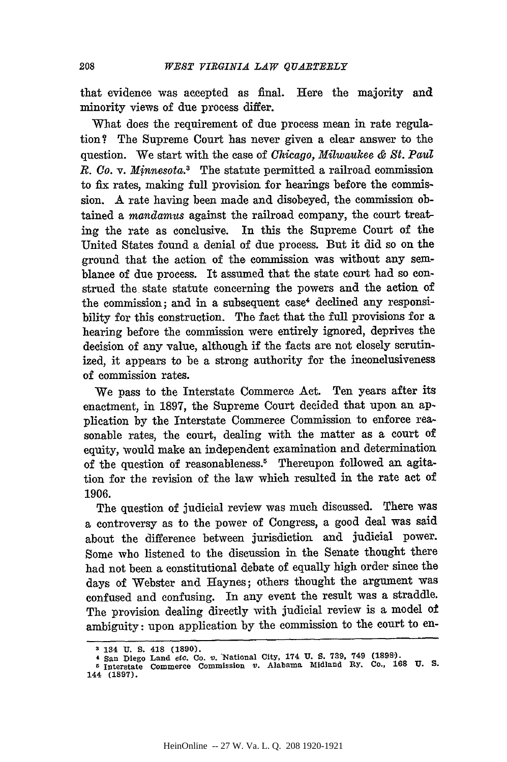that evidence was accepted as final. Here the majority and minority views of due process differ.

What does the requirement of due process mean in rate regulation? The Supreme Court has never given a clear answer to the question. We start with the case of *Chicago, Milwaukee & St. Paul R. Co. v. Minnesota.*[3] The statute permitted a railroad commission to fix rates, making full provision for hearings before the commission. A rate having been made and disobeyed, the commission obtained a *mandamus* against the railroad company, the court treating the rate as conclusive. In this the Supreme Court of the United States found a denial of due process. But it did so on the ground that the action of the commission was without any semblance of due process. It assumed that the state court had so construed the state statute concerning the powers and the action of the commission; and in a subsequent case[4] declined any responsibility for this construction. The fact that the full provisions for a hearing before the commission were entirely ignored, deprives the decision of any value, although if the facts are not closely scrutinized, it appears to be a strong authority for the inconclusiveness of commission rates.

We pass to the Interstate Commerce Act. Ten years after its enactment, in 1897, the Supreme Court decided that upon an application by the Interstate Commerce Commission to enforce reasonable rates, the court, dealing with the matter as a court of equity, would make an independent examination and determination of the question of reasonableness.[5] Thereupon followed an agitation for the revision of the law which resulted in the rate act of 1906.

The question of judicial review was much discussed. There was a controversy as to the power of Congress, a good deal was said about the difference between jurisdiction and judicial power. Some who listened to the discussion in the Senate thought there had not been a constitutional debate of equally high order since the days of Webster and Haynes; others thought the argument was confused and confusing. In any event the result was a straddle. The provision dealing directly with judicial review is a model of ambiguity: upon application by the commission to the court to en-

---

[3] 134 U. S. 418 (1890).

[4] San Diego Land *etc.* Co. *v.* National City, 174 U. S. 739, 749 (1898).

[5] Interstate Commerce Commission *v.* Alabama Midland Ry. Co., 168 U. S. 144 (1897).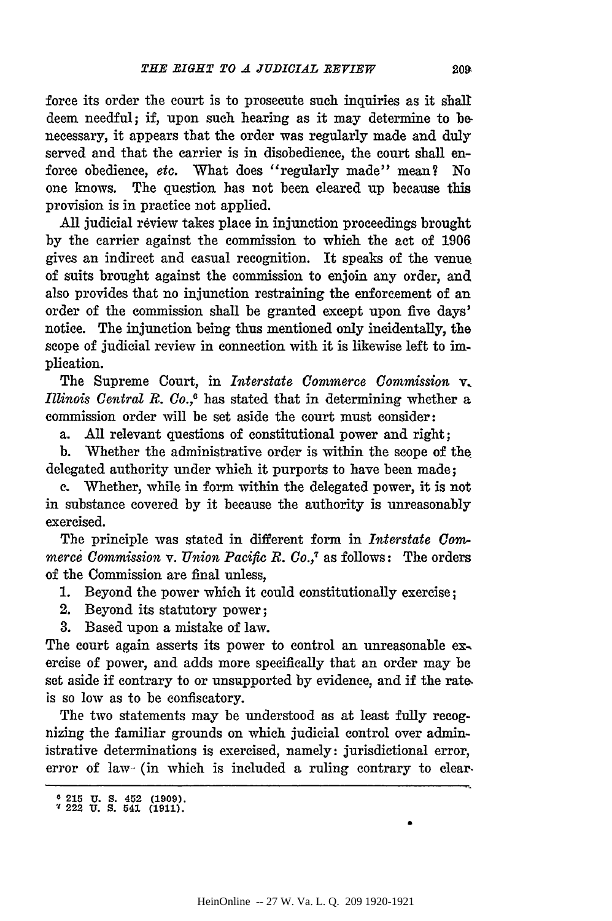force its order the court is to prosecute such inquiries as it shall deem needful; if, upon such hearing as it may determine to be necessary, it appears that the order was regularly made and duly served and that the carrier is in disobedience, the court shall enforce obedience, *etc.* What does "regularly made" mean? No one knows. The question has not been cleared up because this provision is in practice not applied.

All judicial review takes place in injunction proceedings brought by the carrier against the commission to which the act of 1906 gives an indirect and casual recognition. It speaks of the venue of suits brought against the commission to enjoin any order, and also provides that no injunction restraining the enforcement of an order of the commission shall be granted except upon five days' notice. The injunction being thus mentioned only incidentally, the scope of judicial review in connection with it is likewise left to implication.

The Supreme Court, in *Interstate Commerce Commission* v. *Illinois Central R. Co.*,[6] has stated that in determining whether a commission order will be set aside the court must consider:

a. All relevant questions of constitutional power and right;

b. Whether the administrative order is within the scope of the delegated authority under which it purports to have been made;

c. Whether, while in form within the delegated power, it is not in substance covered by it because the authority is unreasonably exercised.

The principle was stated in different form in *Interstate Commerce Commission* v. *Union Pacific R. Co.*,[7] as follows: The orders of the Commission are final unless,

1. Beyond the power which it could constitutionally exercise;
2. Beyond its statutory power;
3. Based upon a mistake of law.

The court again asserts its power to control an unreasonable exercise of power, and adds more specifically that an order may be set aside if contrary to or unsupported by evidence, and if the rate is so low as to be confiscatory.

The two statements may be understood as at least fully recognizing the familiar grounds on which judicial control over administrative determinations is exercised, namely: jurisdictional error, error of law (in which is included a ruling contrary to clear

---

[6] 215 U. S. 452 (1909).

[7] 222 U. S. 541 (1911).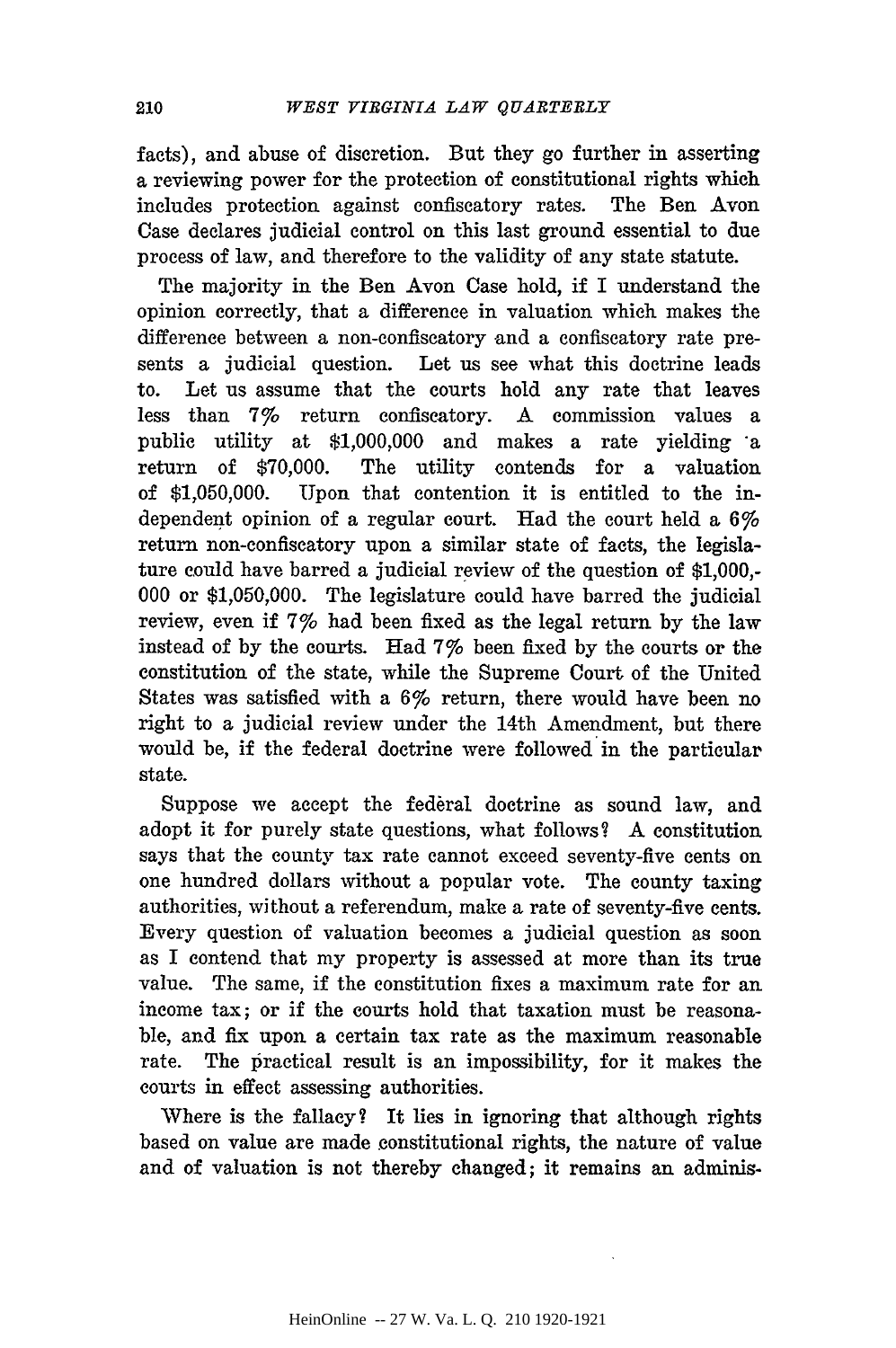facts), and abuse of discretion. But they go further in asserting a reviewing power for the protection of constitutional rights which includes protection against confiscatory rates. The Ben Avon Case declares judicial control on this last ground essential to due process of law, and therefore to the validity of any state statute.

The majority in the Ben Avon Case hold, if I understand the opinion correctly, that a difference in valuation which makes the difference between a non-confiscatory and a confiscatory rate presents a judicial question. Let us see what this doctrine leads to. Let us assume that the courts hold any rate that leaves less than 7% return confiscatory. A commission values a public utility at $1,000,000 and makes a rate yielding a return of $70,000. The utility contends for a valuation of $1,050,000. Upon that contention it is entitled to the independent opinion of a regular court. Had the court held a 6% return non-confiscatory upon a similar state of facts, the legislature could have barred a judicial review of the question of $1,000,000 or $1,050,000. The legislature could have barred the judicial review, even if 7% had been fixed as the legal return by the law instead of by the courts. Had 7% been fixed by the courts or the constitution of the state, while the Supreme Court of the United States was satisfied with a 6% return, there would have been no right to a judicial review under the 14th Amendment, but there would be, if the federal doctrine were followed in the particular state.

Suppose we accept the federal doctrine as sound law, and adopt it for purely state questions, what follows? A constitution says that the county tax rate cannot exceed seventy-five cents on one hundred dollars without a popular vote. The county taxing authorities, without a referendum, make a rate of seventy-five cents. Every question of valuation becomes a judicial question as soon as I contend that my property is assessed at more than its true value. The same, if the constitution fixes a maximum rate for an income tax; or if the courts hold that taxation must be reasonable, and fix upon a certain tax rate as the maximum reasonable rate. The practical result is an impossibility, for it makes the courts in effect assessing authorities.

Where is the fallacy? It lies in ignoring that although rights based on value are made constitutional rights, the nature of value and of valuation is not thereby changed; it remains an adminis-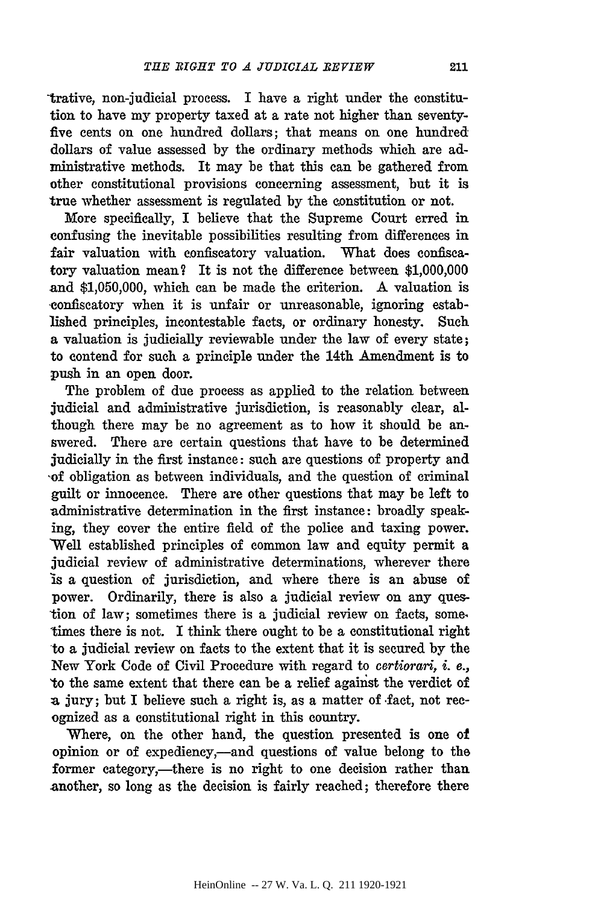trative, non-judicial process. I have a right under the constitution to have my property taxed at a rate not higher than seventy-five cents on one hundred dollars; that means on one hundred dollars of value assessed by the ordinary methods which are administrative methods. It may be that this can be gathered from other constitutional provisions concerning assessment, but it is true whether assessment is regulated by the constitution or not.

More specifically, I believe that the Supreme Court erred in confusing the inevitable possibilities resulting from differences in fair valuation with confiscatory valuation. What does confiscatory valuation mean? It is not the difference between $1,000,000 and $1,050,000, which can be made the criterion. A valuation is confiscatory when it is unfair or unreasonable, ignoring established principles, incontestable facts, or ordinary honesty. Such a valuation is judicially reviewable under the law of every state; to contend for such a principle under the 14th Amendment is to push in an open door.

The problem of due process as applied to the relation between judicial and administrative jurisdiction, is reasonably clear, although there may be no agreement as to how it should be answered. There are certain questions that have to be determined judicially in the first instance: such are questions of property and of obligation as between individuals, and the question of criminal guilt or innocence. There are other questions that may be left to administrative determination in the first instance: broadly speaking, they cover the entire field of the police and taxing power. Well established principles of common law and equity permit a judicial review of administrative determinations, wherever there is a question of jurisdiction, and where there is an abuse of power. Ordinarily, there is also a judicial review on any question of law; sometimes there is a judicial review on facts, sometimes there is not. I think there ought to be a constitutional right to a judicial review on facts to the extent that it is secured by the New York Code of Civil Procedure with regard to *certiorari*, *i. e.*, to the same extent that there can be a relief against the verdict of a jury; but I believe such a right is, as a matter of fact, not recognized as a constitutional right in this country.

Where, on the other hand, the question presented is one of opinion or of expediency,—and questions of value belong to the former category,—there is no right to one decision rather than another, so long as the decision is fairly reached; therefore there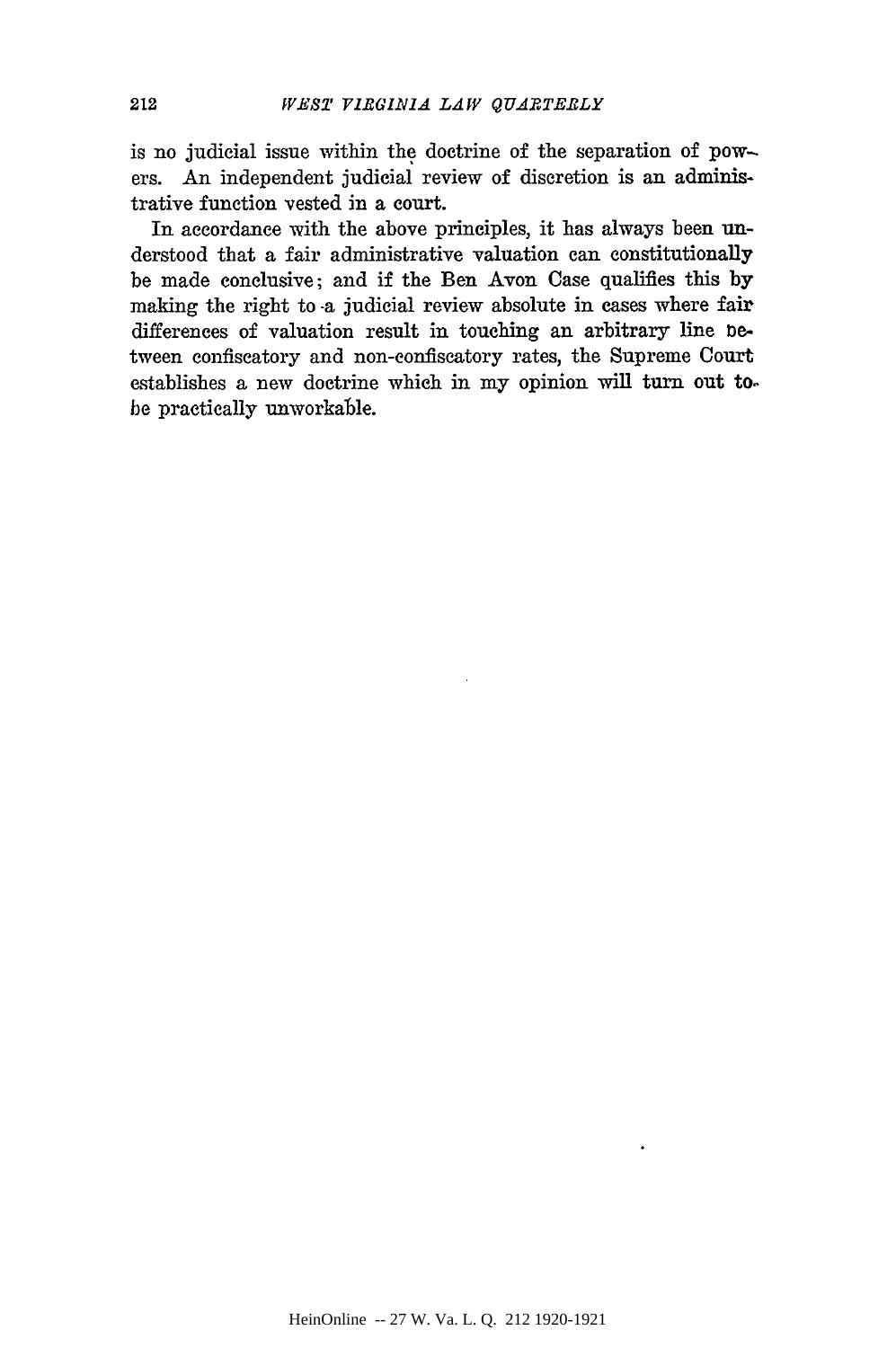is no judicial issue within the doctrine of the separation of powers. An independent judicial review of discretion is an administrative function vested in a court.

In accordance with the above principles, it has always been understood that a fair administrative valuation can constitutionally be made conclusive; and if the Ben Avon Case qualifies this by making the right to a judicial review absolute in cases where fair differences of valuation result in touching an arbitrary line between confiscatory and non-confiscatory rates, the Supreme Court establishes a new doctrine which in my opinion will turn out to be practically unworkable.